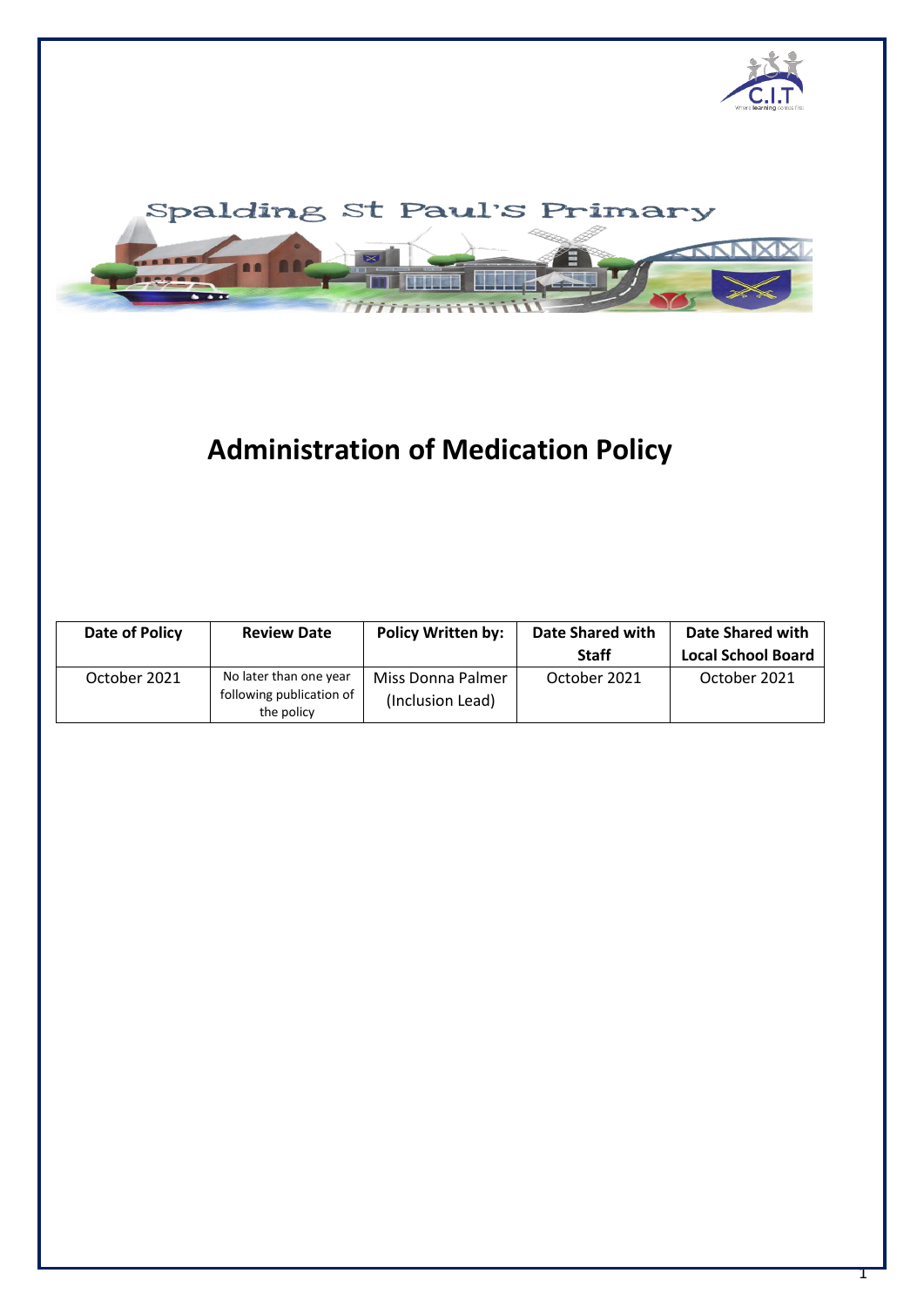Spalding St Paul's Primary

# Administration of Medication Policy

| Date of Policy | Review Date | Policy Written by: | Date Shared with Staff | Date Shared with Local School Board |
|---|---|---|---|---|
| October 2021 | No later than one year following publication of the policy | Miss Donna Palmer (Inclusion Lead) | October 2021 | October 2021 |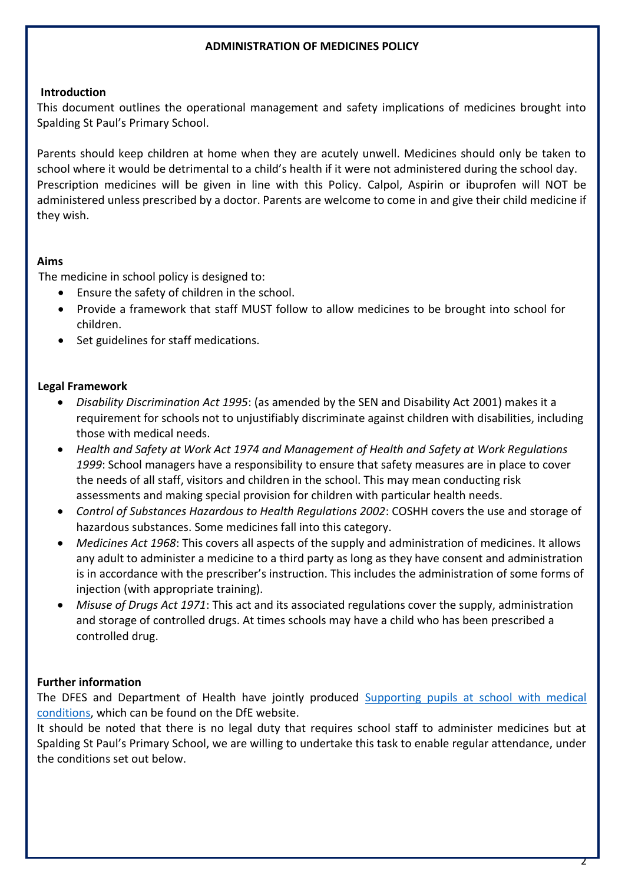**ADMINISTRATION OF MEDICINES POLICY**

**Introduction**

This document outlines the operational management and safety implications of medicines brought into Spalding St Paul's Primary School.

Parents should keep children at home when they are acutely unwell. Medicines should only be taken to school where it would be detrimental to a child's health if it were not administered during the school day. Prescription medicines will be given in line with this Policy. Calpol, Aspirin or ibuprofen will NOT be administered unless prescribed by a doctor. Parents are welcome to come in and give their child medicine if they wish.

**Aims**

The medicine in school policy is designed to:

- Ensure the safety of children in the school.
- Provide a framework that staff MUST follow to allow medicines to be brought into school for children.
- Set guidelines for staff medications.

**Legal Framework**

- *Disability Discrimination Act 1995*: (as amended by the SEN and Disability Act 2001) makes it a requirement for schools not to unjustifiably discriminate against children with disabilities, including those with medical needs.
- *Health and Safety at Work Act 1974 and Management of Health and Safety at Work Regulations 1999*: School managers have a responsibility to ensure that safety measures are in place to cover the needs of all staff, visitors and children in the school. This may mean conducting risk assessments and making special provision for children with particular health needs.
- *Control of Substances Hazardous to Health Regulations 2002*: COSHH covers the use and storage of hazardous substances. Some medicines fall into this category.
- *Medicines Act 1968*: This covers all aspects of the supply and administration of medicines. It allows any adult to administer a medicine to a third party as long as they have consent and administration is in accordance with the prescriber's instruction. This includes the administration of some forms of injection (with appropriate training).
- *Misuse of Drugs Act 1971*: This act and its associated regulations cover the supply, administration and storage of controlled drugs. At times schools may have a child who has been prescribed a controlled drug.

**Further information**

The DFES and Department of Health have jointly produced [Supporting pupils at school with medical conditions], which can be found on the DfE website.

It should be noted that there is no legal duty that requires school staff to administer medicines but at Spalding St Paul's Primary School, we are willing to undertake this task to enable regular attendance, under the conditions set out below.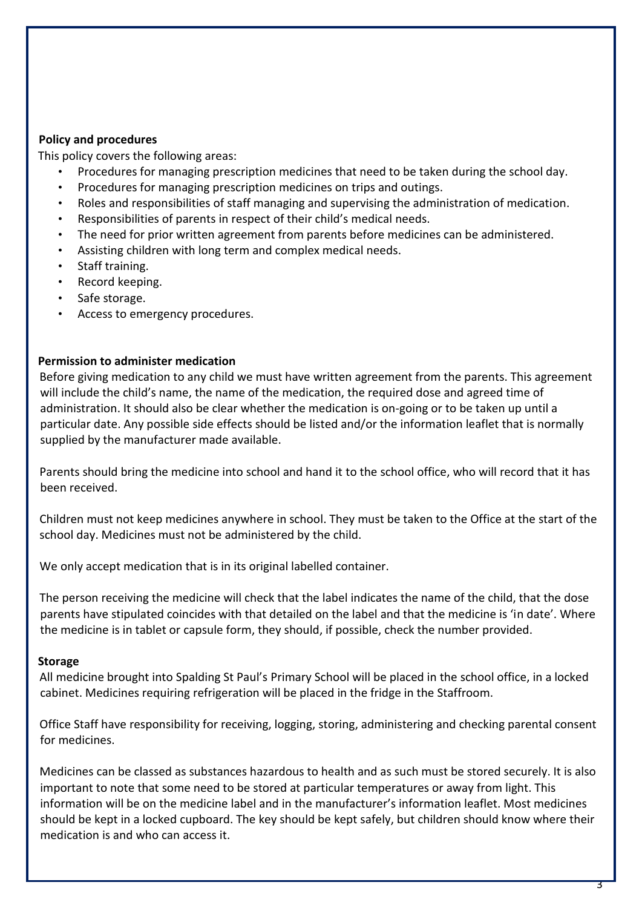**Policy and procedures**

This policy covers the following areas:

- Procedures for managing prescription medicines that need to be taken during the school day.
- Procedures for managing prescription medicines on trips and outings.
- Roles and responsibilities of staff managing and supervising the administration of medication.
- Responsibilities of parents in respect of their child's medical needs.
- The need for prior written agreement from parents before medicines can be administered.
- Assisting children with long term and complex medical needs.
- Staff training.
- Record keeping.
- Safe storage.
- Access to emergency procedures.

**Permission to administer medication**

Before giving medication to any child we must have written agreement from the parents. This agreement will include the child's name, the name of the medication, the required dose and agreed time of administration. It should also be clear whether the medication is on-going or to be taken up until a particular date. Any possible side effects should be listed and/or the information leaflet that is normally supplied by the manufacturer made available.

Parents should bring the medicine into school and hand it to the school office, who will record that it has been received.

Children must not keep medicines anywhere in school. They must be taken to the Office at the start of the school day. Medicines must not be administered by the child.

We only accept medication that is in its original labelled container.

The person receiving the medicine will check that the label indicates the name of the child, that the dose parents have stipulated coincides with that detailed on the label and that the medicine is 'in date'. Where the medicine is in tablet or capsule form, they should, if possible, check the number provided.

**Storage**

All medicine brought into Spalding St Paul's Primary School will be placed in the school office, in a locked cabinet. Medicines requiring refrigeration will be placed in the fridge in the Staffroom.

Office Staff have responsibility for receiving, logging, storing, administering and checking parental consent for medicines.

Medicines can be classed as substances hazardous to health and as such must be stored securely. It is also important to note that some need to be stored at particular temperatures or away from light. This information will be on the medicine label and in the manufacturer's information leaflet. Most medicines should be kept in a locked cupboard. The key should be kept safely, but children should know where their medication is and who can access it.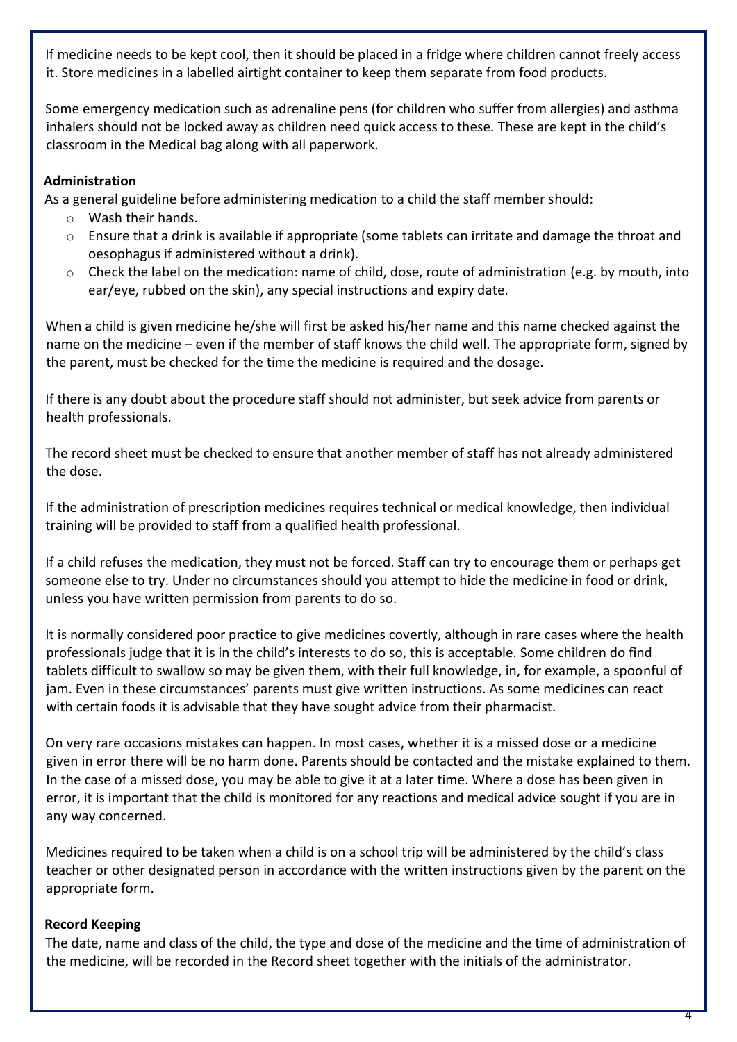If medicine needs to be kept cool, then it should be placed in a fridge where children cannot freely access it. Store medicines in a labelled airtight container to keep them separate from food products.

Some emergency medication such as adrenaline pens (for children who suffer from allergies) and asthma inhalers should not be locked away as children need quick access to these. These are kept in the child's classroom in the Medical bag along with all paperwork.

**Administration**

As a general guideline before administering medication to a child the staff member should:

- Wash their hands.
- Ensure that a drink is available if appropriate (some tablets can irritate and damage the throat and oesophagus if administered without a drink).
- Check the label on the medication: name of child, dose, route of administration (e.g. by mouth, into ear/eye, rubbed on the skin), any special instructions and expiry date.

When a child is given medicine he/she will first be asked his/her name and this name checked against the name on the medicine – even if the member of staff knows the child well. The appropriate form, signed by the parent, must be checked for the time the medicine is required and the dosage.

If there is any doubt about the procedure staff should not administer, but seek advice from parents or health professionals.

The record sheet must be checked to ensure that another member of staff has not already administered the dose.

If the administration of prescription medicines requires technical or medical knowledge, then individual training will be provided to staff from a qualified health professional.

If a child refuses the medication, they must not be forced. Staff can try to encourage them or perhaps get someone else to try. Under no circumstances should you attempt to hide the medicine in food or drink, unless you have written permission from parents to do so.

It is normally considered poor practice to give medicines covertly, although in rare cases where the health professionals judge that it is in the child's interests to do so, this is acceptable. Some children do find tablets difficult to swallow so may be given them, with their full knowledge, in, for example, a spoonful of jam. Even in these circumstances' parents must give written instructions. As some medicines can react with certain foods it is advisable that they have sought advice from their pharmacist.

On very rare occasions mistakes can happen. In most cases, whether it is a missed dose or a medicine given in error there will be no harm done. Parents should be contacted and the mistake explained to them. In the case of a missed dose, you may be able to give it at a later time. Where a dose has been given in error, it is important that the child is monitored for any reactions and medical advice sought if you are in any way concerned.

Medicines required to be taken when a child is on a school trip will be administered by the child's class teacher or other designated person in accordance with the written instructions given by the parent on the appropriate form.

**Record Keeping**

The date, name and class of the child, the type and dose of the medicine and the time of administration of the medicine, will be recorded in the Record sheet together with the initials of the administrator.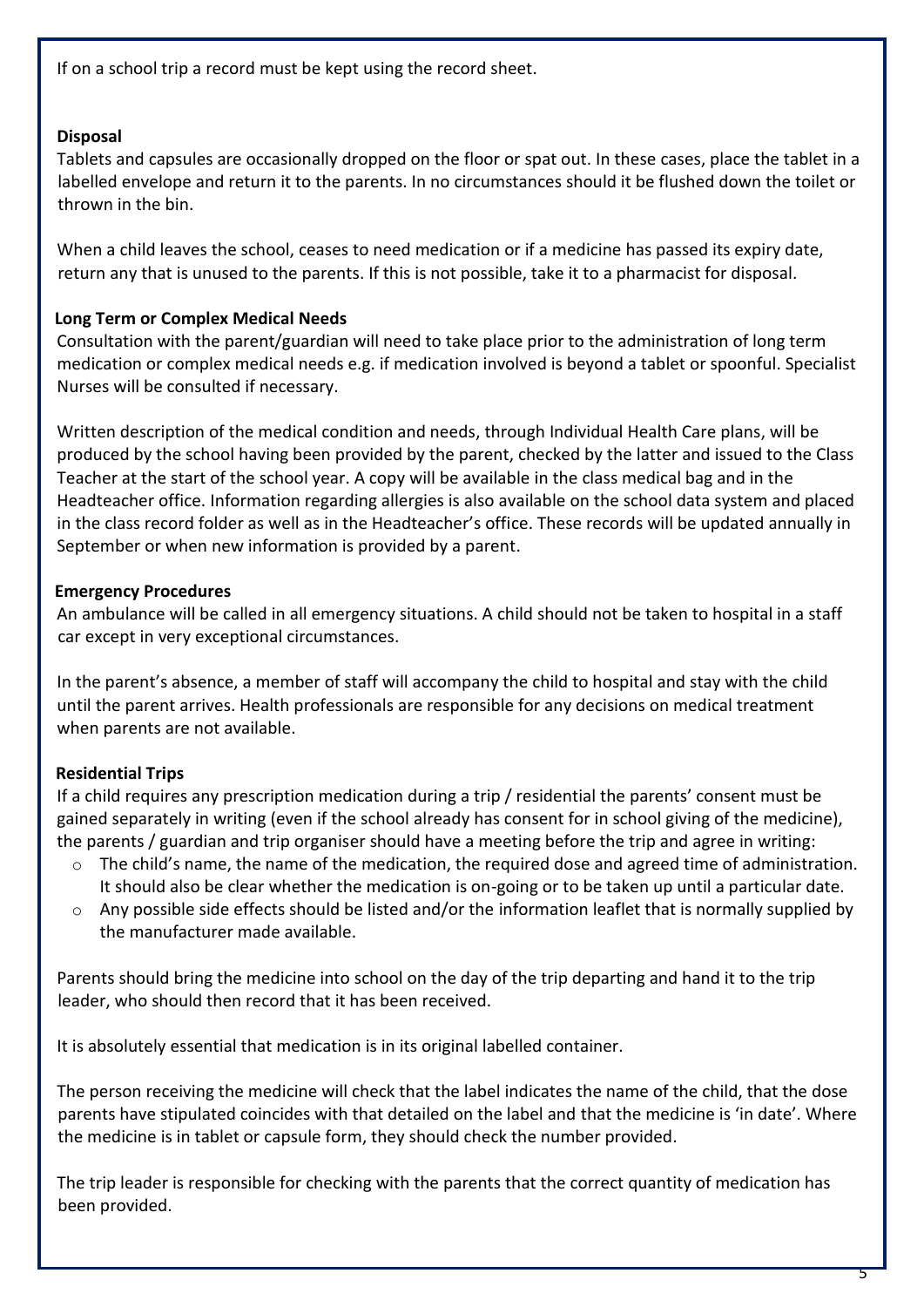If on a school trip a record must be kept using the record sheet.

**Disposal**

Tablets and capsules are occasionally dropped on the floor or spat out. In these cases, place the tablet in a labelled envelope and return it to the parents. In no circumstances should it be flushed down the toilet or thrown in the bin.

When a child leaves the school, ceases to need medication or if a medicine has passed its expiry date, return any that is unused to the parents. If this is not possible, take it to a pharmacist for disposal.

**Long Term or Complex Medical Needs**

Consultation with the parent/guardian will need to take place prior to the administration of long term medication or complex medical needs e.g. if medication involved is beyond a tablet or spoonful. Specialist Nurses will be consulted if necessary.

Written description of the medical condition and needs, through Individual Health Care plans, will be produced by the school having been provided by the parent, checked by the latter and issued to the Class Teacher at the start of the school year. A copy will be available in the class medical bag and in the Headteacher office. Information regarding allergies is also available on the school data system and placed in the class record folder as well as in the Headteacher's office. These records will be updated annually in September or when new information is provided by a parent.

**Emergency Procedures**

An ambulance will be called in all emergency situations. A child should not be taken to hospital in a staff car except in very exceptional circumstances.

In the parent's absence, a member of staff will accompany the child to hospital and stay with the child until the parent arrives. Health professionals are responsible for any decisions on medical treatment when parents are not available.

**Residential Trips**

If a child requires any prescription medication during a trip / residential the parents' consent must be gained separately in writing (even if the school already has consent for in school giving of the medicine), the parents / guardian and trip organiser should have a meeting before the trip and agree in writing:

- The child's name, the name of the medication, the required dose and agreed time of administration. It should also be clear whether the medication is on-going or to be taken up until a particular date.
- Any possible side effects should be listed and/or the information leaflet that is normally supplied by the manufacturer made available.

Parents should bring the medicine into school on the day of the trip departing and hand it to the trip leader, who should then record that it has been received.

It is absolutely essential that medication is in its original labelled container.

The person receiving the medicine will check that the label indicates the name of the child, that the dose parents have stipulated coincides with that detailed on the label and that the medicine is 'in date'. Where the medicine is in tablet or capsule form, they should check the number provided.

The trip leader is responsible for checking with the parents that the correct quantity of medication has been provided.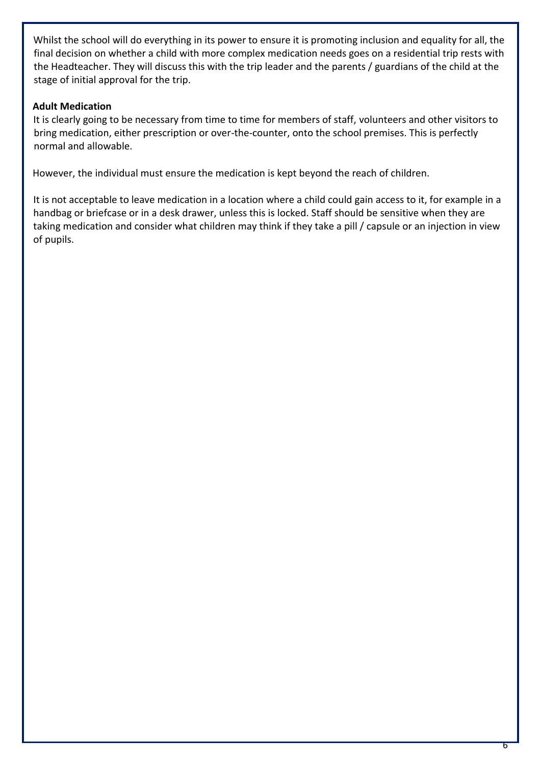Whilst the school will do everything in its power to ensure it is promoting inclusion and equality for all, the final decision on whether a child with more complex medication needs goes on a residential trip rests with the Headteacher. They will discuss this with the trip leader and the parents / guardians of the child at the stage of initial approval for the trip.

**Adult Medication**

It is clearly going to be necessary from time to time for members of staff, volunteers and other visitors to bring medication, either prescription or over-the-counter, onto the school premises. This is perfectly normal and allowable.

However, the individual must ensure the medication is kept beyond the reach of children.

It is not acceptable to leave medication in a location where a child could gain access to it, for example in a handbag or briefcase or in a desk drawer, unless this is locked. Staff should be sensitive when they are taking medication and consider what children may think if they take a pill / capsule or an injection in view of pupils.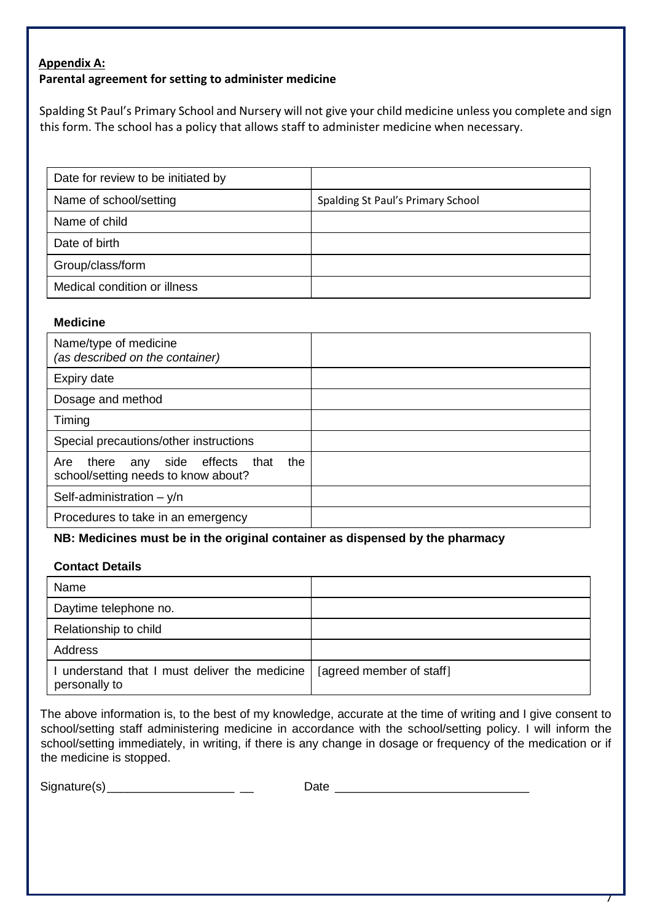**Appendix A:**

**Parental agreement for setting to administer medicine**

Spalding St Paul's Primary School and Nursery will not give your child medicine unless you complete and sign this form. The school has a policy that allows staff to administer medicine when necessary.

| | |
|---|---|
| Date for review to be initiated by | |
| Name of school/setting | Spalding St Paul's Primary School |
| Name of child | |
| Date of birth | |
| Group/class/form | |
| Medical condition or illness | |

**Medicine**

| | |
|---|---|
| Name/type of medicine *(as described on the container)* | |
| Expiry date | |
| Dosage and method | |
| Timing | |
| Special precautions/other instructions | |
| Are there any side effects that the school/setting needs to know about? | |
| Self-administration – y/n | |
| Procedures to take in an emergency | |

**NB: Medicines must be in the original container as dispensed by the pharmacy**

**Contact Details**

| | |
|---|---|
| Name | |
| Daytime telephone no. | |
| Relationship to child | |
| Address | |
| I understand that I must deliver the medicine personally to | [agreed member of staff] |

The above information is, to the best of my knowledge, accurate at the time of writing and I give consent to school/setting staff administering medicine in accordance with the school/setting policy. I will inform the school/setting immediately, in writing, if there is any change in dosage or frequency of the medication or if the medicine is stopped.

Signature(s)___________________ __ Date _____________________________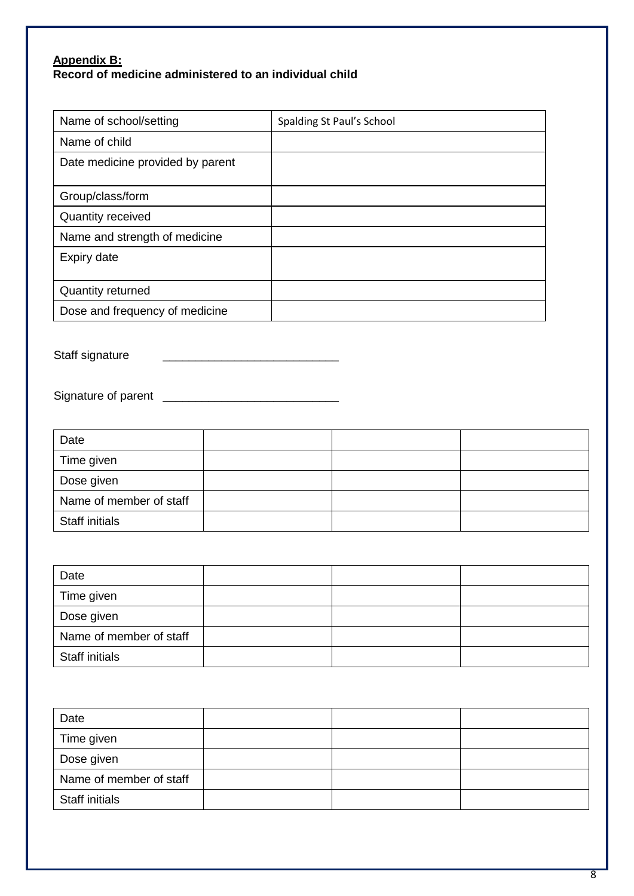**Appendix B:**

**Record of medicine administered to an individual child**

| Name of school/setting | Spalding St Paul's School |
|---|---|
| Name of child | |
| Date medicine provided by parent | |
| Group/class/form | |
| Quantity received | |
| Name and strength of medicine | |
| Expiry date | |
| Quantity returned | |
| Dose and frequency of medicine | |

Staff signature ___________________________

Signature of parent ___________________________

| Date | | | |
|---|---|---|---|
| Time given | | | |
| Dose given | | | |
| Name of member of staff | | | |
| Staff initials | | | |

| Date | | | |
|---|---|---|---|
| Time given | | | |
| Dose given | | | |
| Name of member of staff | | | |
| Staff initials | | | |

| Date | | | |
|---|---|---|---|
| Time given | | | |
| Dose given | | | |
| Name of member of staff | | | |
| Staff initials | | | |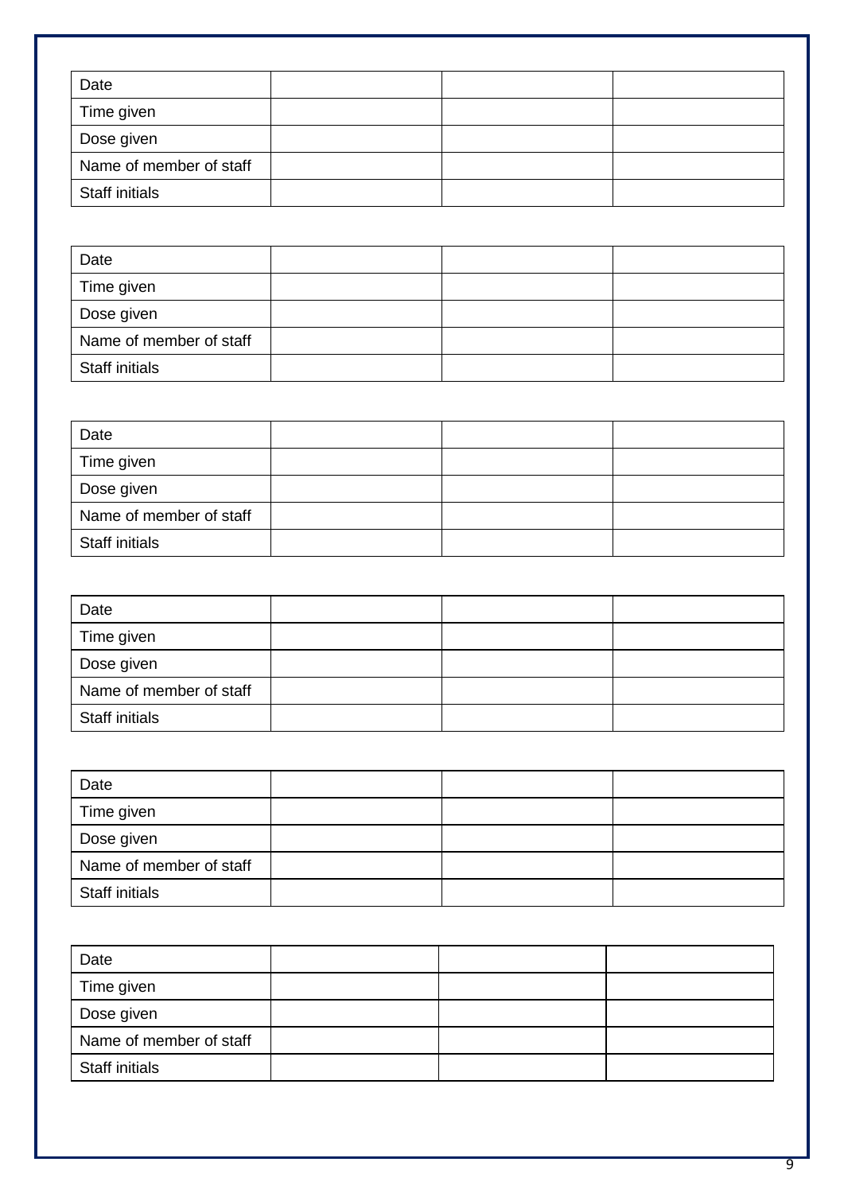| | | | |
|---|---|---|---|
| Date | | | |
| Time given | | | |
| Dose given | | | |
| Name of member of staff | | | |
| Staff initials | | | |

| | | | |
|---|---|---|---|
| Date | | | |
| Time given | | | |
| Dose given | | | |
| Name of member of staff | | | |
| Staff initials | | | |

| | | | |
|---|---|---|---|
| Date | | | |
| Time given | | | |
| Dose given | | | |
| Name of member of staff | | | |
| Staff initials | | | |

| | | | |
|---|---|---|---|
| Date | | | |
| Time given | | | |
| Dose given | | | |
| Name of member of staff | | | |
| Staff initials | | | |

| | | | |
|---|---|---|---|
| Date | | | |
| Time given | | | |
| Dose given | | | |
| Name of member of staff | | | |
| Staff initials | | | |

| | | | |
|---|---|---|---|
| Date | | | |
| Time given | | | |
| Dose given | | | |
| Name of member of staff | | | |
| Staff initials | | | |